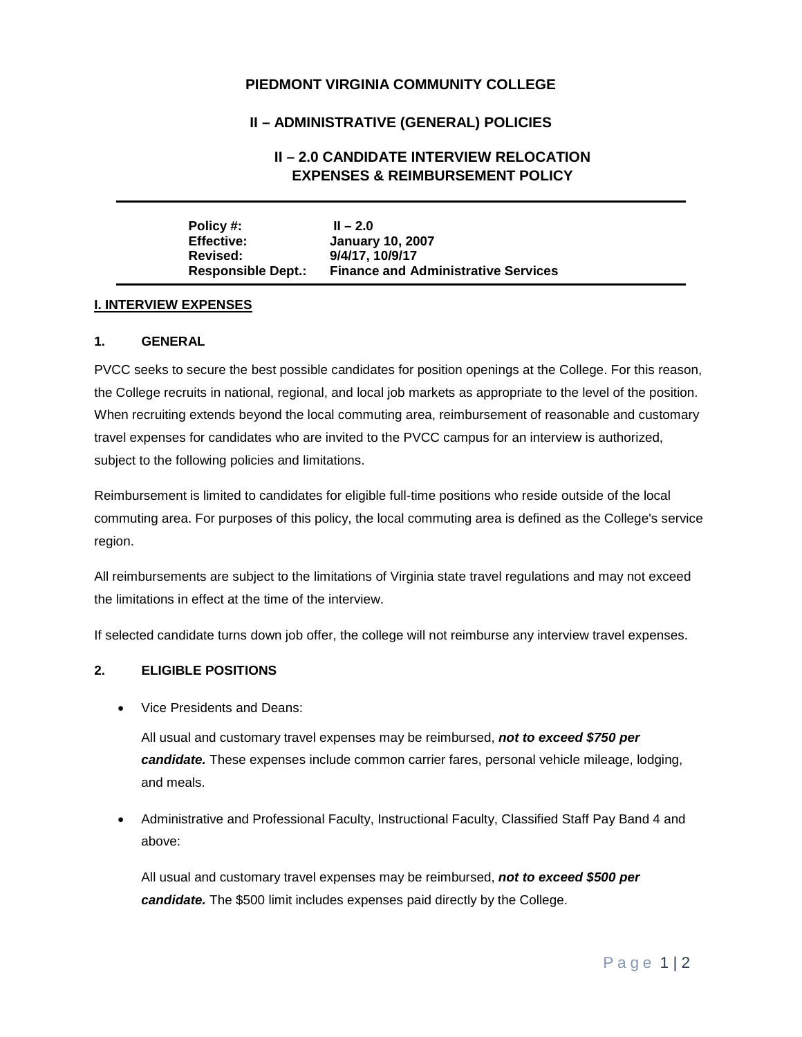# PIEDMONT VIRGINIA COMMUNITY COLLEGE

## II – ADMINISTRATIVE (GENERAL) POLICIES

## II – 2.0 CANDIDATE INTERVIEW RELOCATION EXPENSES & REIMBURSEMENT POLICY

| | |
|---|---|
| **Policy #:** | **II – 2.0** |
| **Effective:** | **January 10, 2007** |
| **Revised:** | **9/4/17, 10/9/17** |
| **Responsible Dept.:** | **Finance and Administrative Services** |

### I. INTERVIEW EXPENSES

#### 1. GENERAL

PVCC seeks to secure the best possible candidates for position openings at the College. For this reason, the College recruits in national, regional, and local job markets as appropriate to the level of the position. When recruiting extends beyond the local commuting area, reimbursement of reasonable and customary travel expenses for candidates who are invited to the PVCC campus for an interview is authorized, subject to the following policies and limitations.

Reimbursement is limited to candidates for eligible full-time positions who reside outside of the local commuting area. For purposes of this policy, the local commuting area is defined as the College's service region.

All reimbursements are subject to the limitations of Virginia state travel regulations and may not exceed the limitations in effect at the time of the interview.

If selected candidate turns down job offer, the college will not reimburse any interview travel expenses.

#### 2. ELIGIBLE POSITIONS

- Vice Presidents and Deans:

  All usual and customary travel expenses may be reimbursed, ***not to exceed $750 per candidate.*** These expenses include common carrier fares, personal vehicle mileage, lodging, and meals.

- Administrative and Professional Faculty, Instructional Faculty, Classified Staff Pay Band 4 and above:

  All usual and customary travel expenses may be reimbursed, ***not to exceed $500 per candidate.*** The $500 limit includes expenses paid directly by the College.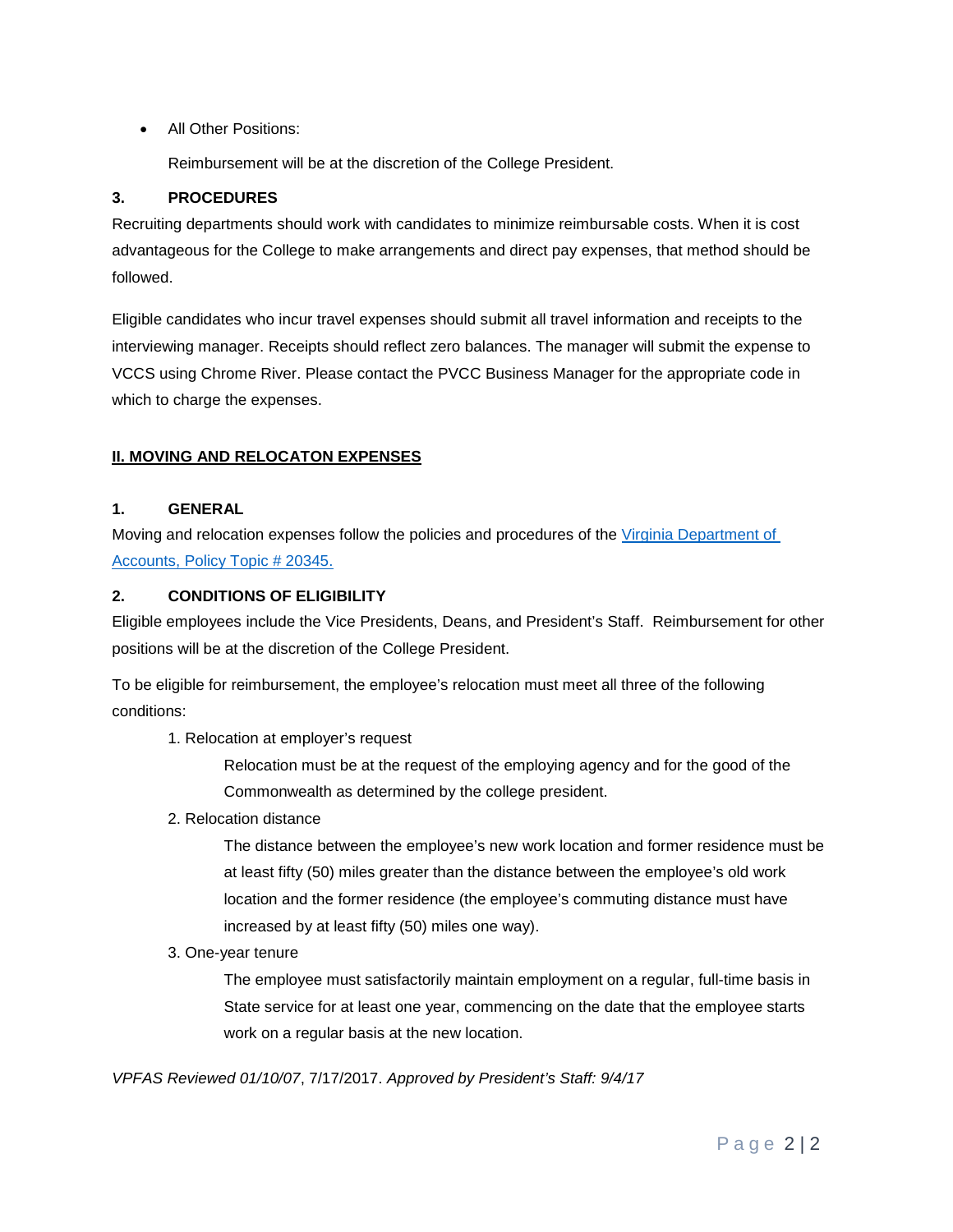- All Other Positions:

  Reimbursement will be at the discretion of the College President.

**3. PROCEDURES**

Recruiting departments should work with candidates to minimize reimbursable costs. When it is cost advantageous for the College to make arrangements and direct pay expenses, that method should be followed.

Eligible candidates who incur travel expenses should submit all travel information and receipts to the interviewing manager. Receipts should reflect zero balances. The manager will submit the expense to VCCS using Chrome River. Please contact the PVCC Business Manager for the appropriate code in which to charge the expenses.

## II. MOVING AND RELOCATON EXPENSES

**1. GENERAL**

Moving and relocation expenses follow the policies and procedures of the [Virginia Department of Accounts, Policy Topic # 20345.]()

**2. CONDITIONS OF ELIGIBILITY**

Eligible employees include the Vice Presidents, Deans, and President's Staff. Reimbursement for other positions will be at the discretion of the College President.

To be eligible for reimbursement, the employee's relocation must meet all three of the following conditions:

1. Relocation at employer's request

   Relocation must be at the request of the employing agency and for the good of the Commonwealth as determined by the college president.

2. Relocation distance

   The distance between the employee's new work location and former residence must be at least fifty (50) miles greater than the distance between the employee's old work location and the former residence (the employee's commuting distance must have increased by at least fifty (50) miles one way).

3. One-year tenure

   The employee must satisfactorily maintain employment on a regular, full-time basis in State service for at least one year, commencing on the date that the employee starts work on a regular basis at the new location.

*VPFAS Reviewed 01/10/07*, 7/17/2017. *Approved by President's Staff: 9/4/17*